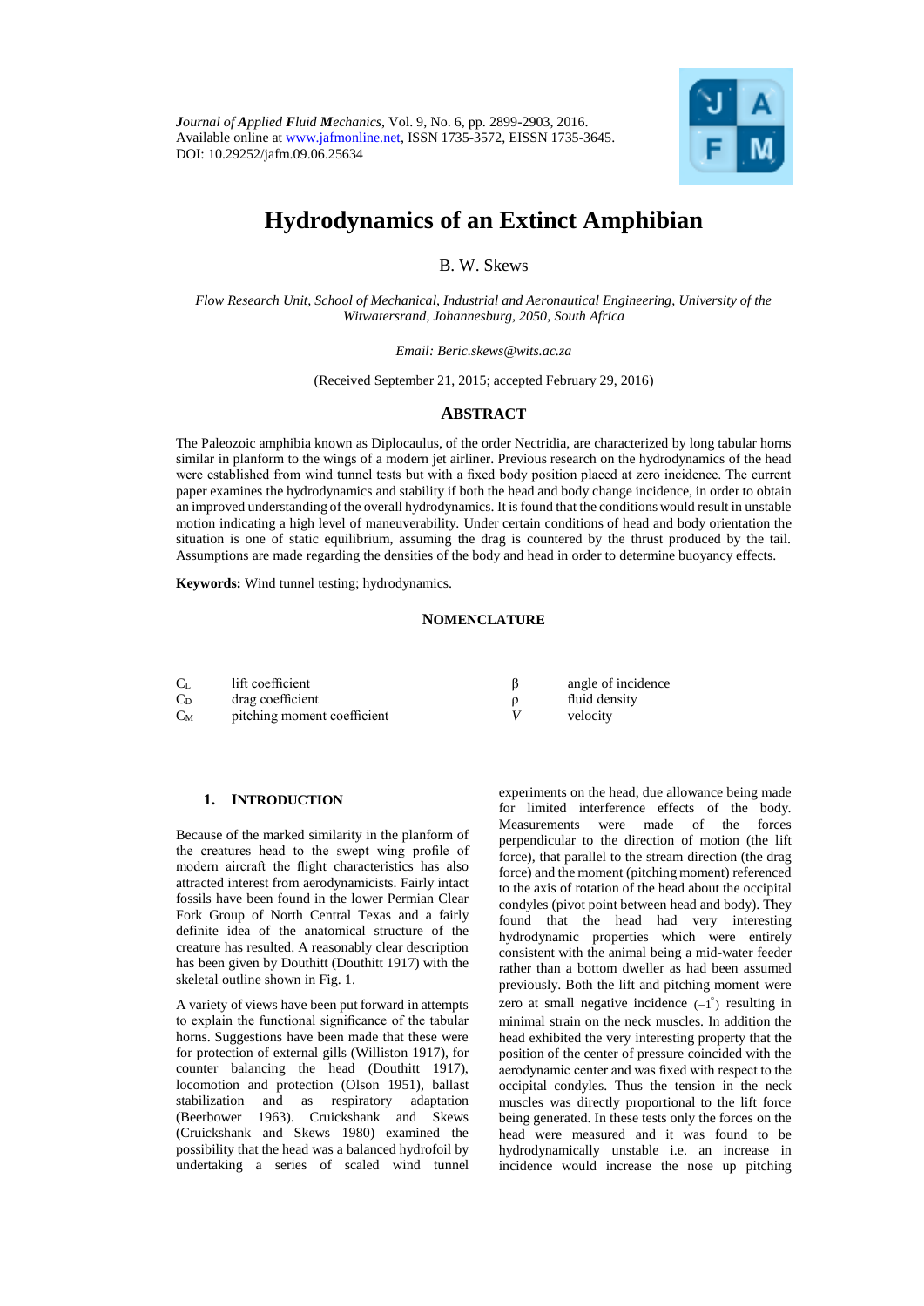*Journal of Applied Fluid Mechanics*, Vol. 9, No. 6, pp. 2899-2903, 2016.
Available online at www.jafmonline.net, ISSN 1735-3572, EISSN 1735-3645.
DOI: 10.29252/jafm.09.06.25634

# Hydrodynamics of an Extinct Amphibian

B. W. Skews

*Flow Research Unit, School of Mechanical, Industrial and Aeronautical Engineering, University of the Witwatersrand, Johannesburg, 2050, South Africa*

*Email: Beric.skews@wits.ac.za*

(Received September 21, 2015; accepted February 29, 2016)

## ABSTRACT

The Paleozoic amphibia known as Diplocaulus, of the order Nectridia, are characterized by long tabular horns similar in planform to the wings of a modern jet airliner. Previous research on the hydrodynamics of the head were established from wind tunnel tests but with a fixed body position placed at zero incidence. The current paper examines the hydrodynamics and stability if both the head and body change incidence, in order to obtain an improved understanding of the overall hydrodynamics. It is found that the conditions would result in unstable motion indicating a high level of maneuverability. Under certain conditions of head and body orientation the situation is one of static equilibrium, assuming the drag is countered by the thrust produced by the tail. Assumptions are made regarding the densities of the body and head in order to determine buoyancy effects.

**Keywords:** Wind tunnel testing; hydrodynamics.

## NOMENCLATURE

| | | | |
|---|---|---|---|
| $C_L$ | lift coefficient | $\beta$ | angle of incidence |
| $C_D$ | drag coefficient | $\rho$ | fluid density |
| $C_M$ | pitching moment coefficient | $V$ | velocity |

## 1. INTRODUCTION

Because of the marked similarity in the planform of the creatures head to the swept wing profile of modern aircraft the flight characteristics has also attracted interest from aerodynamicists. Fairly intact fossils have been found in the lower Permian Clear Fork Group of North Central Texas and a fairly definite idea of the anatomical structure of the creature has resulted. A reasonably clear description has been given by Douthitt (Douthitt 1917) with the skeletal outline shown in Fig. 1.

A variety of views have been put forward in attempts to explain the functional significance of the tabular horns. Suggestions have been made that these were for protection of external gills (Williston 1917), for counter balancing the head (Douthitt 1917), locomotion and protection (Olson 1951), ballast stabilization and as respiratory adaptation (Beerbower 1963). Cruickshank and Skews (Cruickshank and Skews 1980) examined the possibility that the head was a balanced hydrofoil by undertaking a series of scaled wind tunnel experiments on the head, due allowance being made for limited interference effects of the body. Measurements were made of the forces perpendicular to the direction of motion (the lift force), that parallel to the stream direction (the drag force) and the moment (pitching moment) referenced to the axis of rotation of the head about the occipital condyles (pivot point between head and body). They found that the head had very interesting hydrodynamic properties which were entirely consistent with the animal being a mid-water feeder rather than a bottom dweller as had been assumed previously. Both the lift and pitching moment were zero at small negative incidence ($-1^{\circ}$) resulting in minimal strain on the neck muscles. In addition the head exhibited the very interesting property that the position of the center of pressure coincided with the aerodynamic center and was fixed with respect to the occipital condyles. Thus the tension in the neck muscles was directly proportional to the lift force being generated. In these tests only the forces on the head were measured and it was found to be hydrodynamically unstable i.e. an increase in incidence would increase the nose up pitching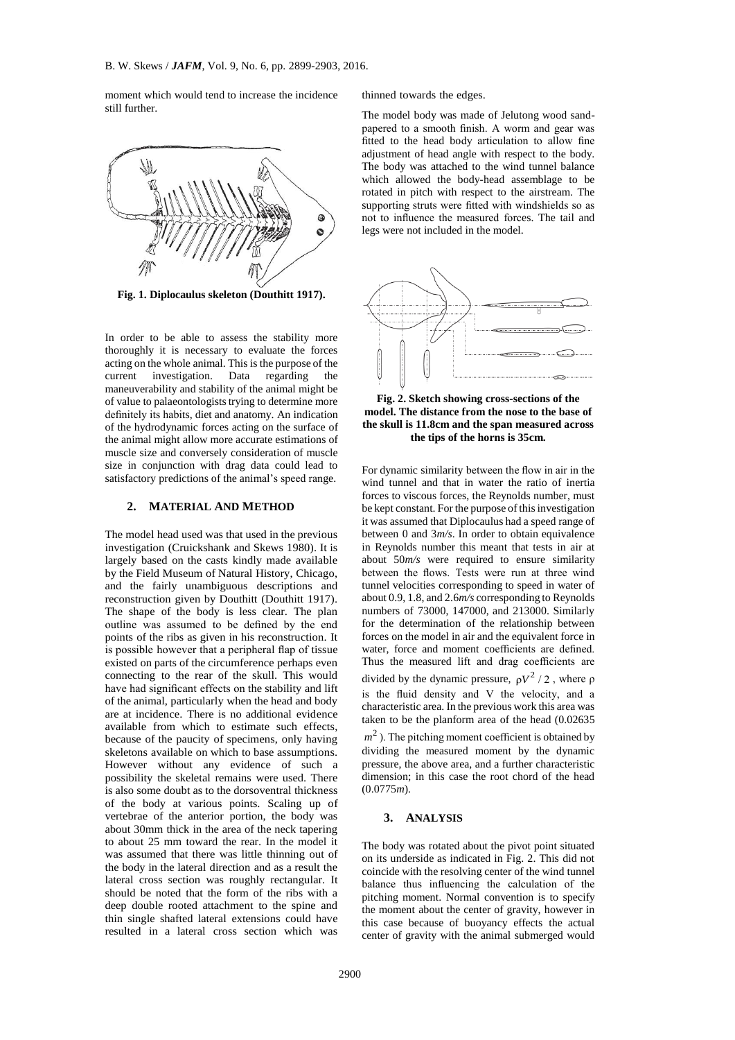moment which would tend to increase the incidence still further.

**Fig. 1. Diplocaulus skeleton (Douthitt 1917).**

In order to be able to assess the stability more thoroughly it is necessary to evaluate the forces acting on the whole animal. This is the purpose of the current investigation. Data regarding the maneuverability and stability of the animal might be of value to palaeontologists trying to determine more definitely its habits, diet and anatomy. An indication of the hydrodynamic forces acting on the surface of the animal might allow more accurate estimations of muscle size and conversely consideration of muscle size in conjunction with drag data could lead to satisfactory predictions of the animal's speed range.

## 2. MATERIAL AND METHOD

The model head used was that used in the previous investigation (Cruickshank and Skews 1980). It is largely based on the casts kindly made available by the Field Museum of Natural History, Chicago, and the fairly unambiguous descriptions and reconstruction given by Douthitt (Douthitt 1917). The shape of the body is less clear. The plan outline was assumed to be defined by the end points of the ribs as given in his reconstruction. It is possible however that a peripheral flap of tissue existed on parts of the circumference perhaps even connecting to the rear of the skull. This would have had significant effects on the stability and lift of the animal, particularly when the head and body are at incidence. There is no additional evidence available from which to estimate such effects, because of the paucity of specimens, only having skeletons available on which to base assumptions. However without any evidence of such a possibility the skeletal remains were used. There is also some doubt as to the dorsoventral thickness of the body at various points. Scaling up of vertebrae of the anterior portion, the body was about 30mm thick in the area of the neck tapering to about 25 mm toward the rear. In the model it was assumed that there was little thinning out of the body in the lateral direction and as a result the lateral cross section was roughly rectangular. It should be noted that the form of the ribs with a deep double rooted attachment to the spine and thin single shafted lateral extensions could have resulted in a lateral cross section which was thinned towards the edges.

The model body was made of Jelutong wood sand-papered to a smooth finish. A worm and gear was fitted to the head body articulation to allow fine adjustment of head angle with respect to the body. The body was attached to the wind tunnel balance which allowed the body-head assemblage to be rotated in pitch with respect to the airstream. The supporting struts were fitted with windshields so as not to influence the measured forces. The tail and legs were not included in the model.

**Fig. 2. Sketch showing cross-sections of the model. The distance from the nose to the base of the skull is 11.8cm and the span measured across the tips of the horns is 35cm.**

For dynamic similarity between the flow in air in the wind tunnel and that in water the ratio of inertia forces to viscous forces, the Reynolds number, must be kept constant. For the purpose of this investigation it was assumed that Diplocaulus had a speed range of between 0 and 3*m/s*. In order to obtain equivalence in Reynolds number this meant that tests in air at about 50*m/s* were required to ensure similarity between the flows. Tests were run at three wind tunnel velocities corresponding to speed in water of about 0.9, 1.8, and 2.6*m/s* corresponding to Reynolds numbers of 73000, 147000, and 213000. Similarly for the determination of the relationship between forces on the model in air and the equivalent force in water, force and moment coefficients are defined. Thus the measured lift and drag coefficients are divided by the dynamic pressure, $\rho V^2/2$, where $\rho$ is the fluid density and V the velocity, and a characteristic area. In the previous work this area was taken to be the planform area of the head (0.02635 $m^2$). The pitching moment coefficient is obtained by dividing the measured moment by the dynamic pressure, the above area, and a further characteristic dimension; in this case the root chord of the head (0.0775*m*).

## 3. ANALYSIS

The body was rotated about the pivot point situated on its underside as indicated in Fig. 2. This did not coincide with the resolving center of the wind tunnel balance thus influencing the calculation of the pitching moment. Normal convention is to specify the moment about the center of gravity, however in this case because of buoyancy effects the actual center of gravity with the animal submerged would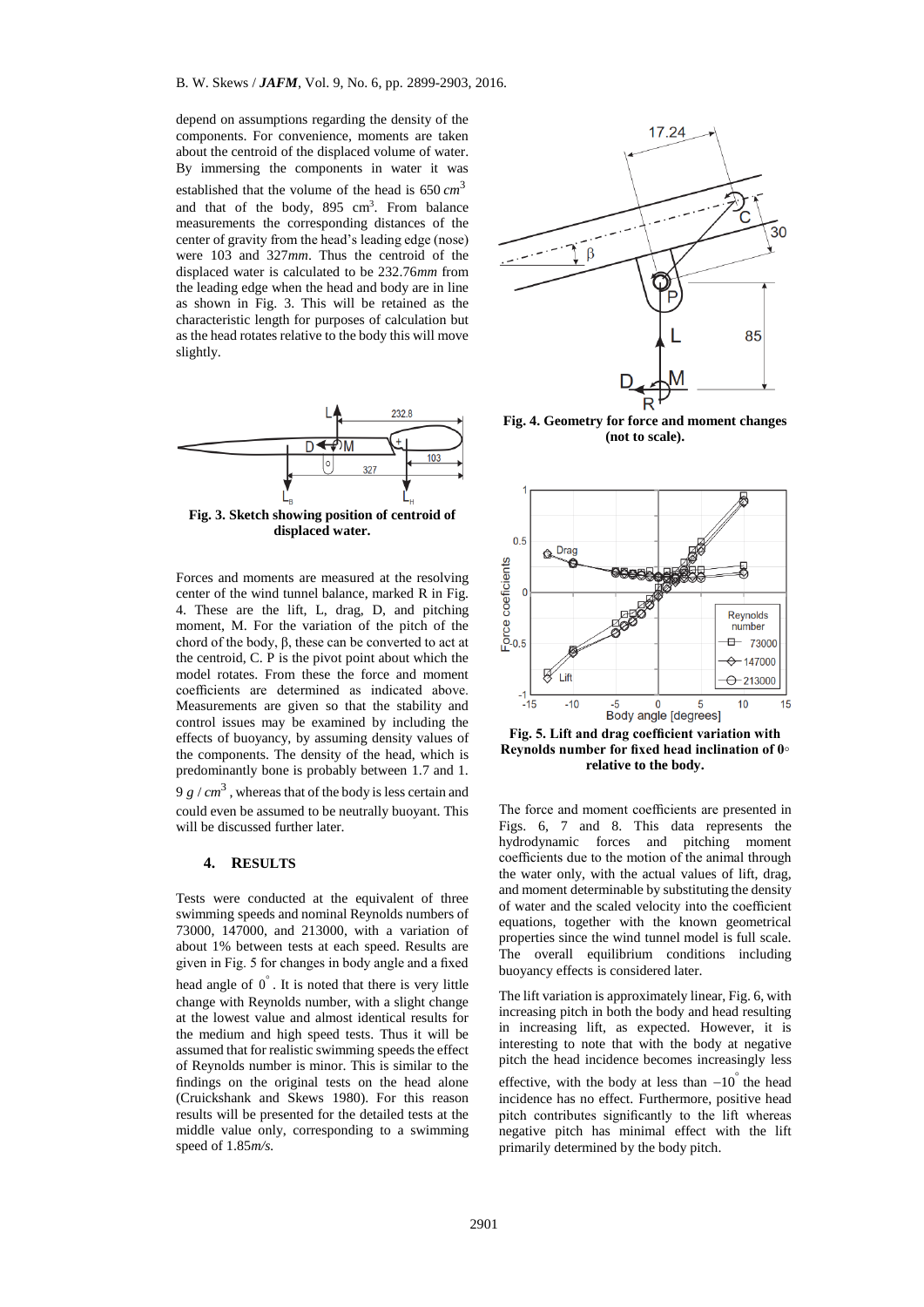depend on assumptions regarding the density of the components. For convenience, moments are taken about the centroid of the displaced volume of water. By immersing the components in water it was established that the volume of the head is 650 $cm^3$ and that of the body, 895 $cm^3$. From balance measurements the corresponding distances of the center of gravity from the head's leading edge (nose) were 103 and 327*mm*. Thus the centroid of the displaced water is calculated to be 232.76*mm* from the leading edge when the head and body are in line as shown in Fig. 3. This will be retained as the characteristic length for purposes of calculation but as the head rotates relative to the body this will move slightly.

**Fig. 3. Sketch showing position of centroid of displaced water.**

Forces and moments are measured at the resolving center of the wind tunnel balance, marked R in Fig. 4. These are the lift, L, drag, D, and pitching moment, M. For the variation of the pitch of the chord of the body, β, these can be converted to act at the centroid, C. P is the pivot point about which the model rotates. From these the force and moment coefficients are determined as indicated above. Measurements are given so that the stability and control issues may be examined by including the effects of buoyancy, by assuming density values of the components. The density of the head, which is predominantly bone is probably between 1.7 and 1.9 $g/cm^3$, whereas that of the body is less certain and could even be assumed to be neutrally buoyant. This will be discussed further later.

## 4. RESULTS

Tests were conducted at the equivalent of three swimming speeds and nominal Reynolds numbers of 73000, 147000, and 213000, with a variation of about 1% between tests at each speed. Results are given in Fig. 5 for changes in body angle and a fixed head angle of $0^\circ$. It is noted that there is very little change with Reynolds number, with a slight change at the lowest value and almost identical results for the medium and high speed tests. Thus it will be assumed that for realistic swimming speeds the effect of Reynolds number is minor. This is similar to the findings on the original tests on the head alone (Cruickshank and Skews 1980). For this reason results will be presented for the detailed tests at the middle value only, corresponding to a swimming speed of 1.85*m/s.*

**Fig. 4. Geometry for force and moment changes (not to scale).**

**Fig. 5. Lift and drag coefficient variation with Reynolds number for fixed head inclination of 0◦ relative to the body.**

The force and moment coefficients are presented in Figs. 6, 7 and 8. This data represents the hydrodynamic forces and pitching moment coefficients due to the motion of the animal through the water only, with the actual values of lift, drag, and moment determinable by substituting the density of water and the scaled velocity into the coefficient equations, together with the known geometrical properties since the wind tunnel model is full scale. The overall equilibrium conditions including buoyancy effects is considered later.

The lift variation is approximately linear, Fig. 6, with increasing pitch in both the body and head resulting in increasing lift, as expected. However, it is interesting to note that with the body at negative pitch the head incidence becomes increasingly less effective, with the body at less than $-10^\circ$ the head incidence has no effect. Furthermore, positive head pitch contributes significantly to the lift whereas negative pitch has minimal effect with the lift primarily determined by the body pitch.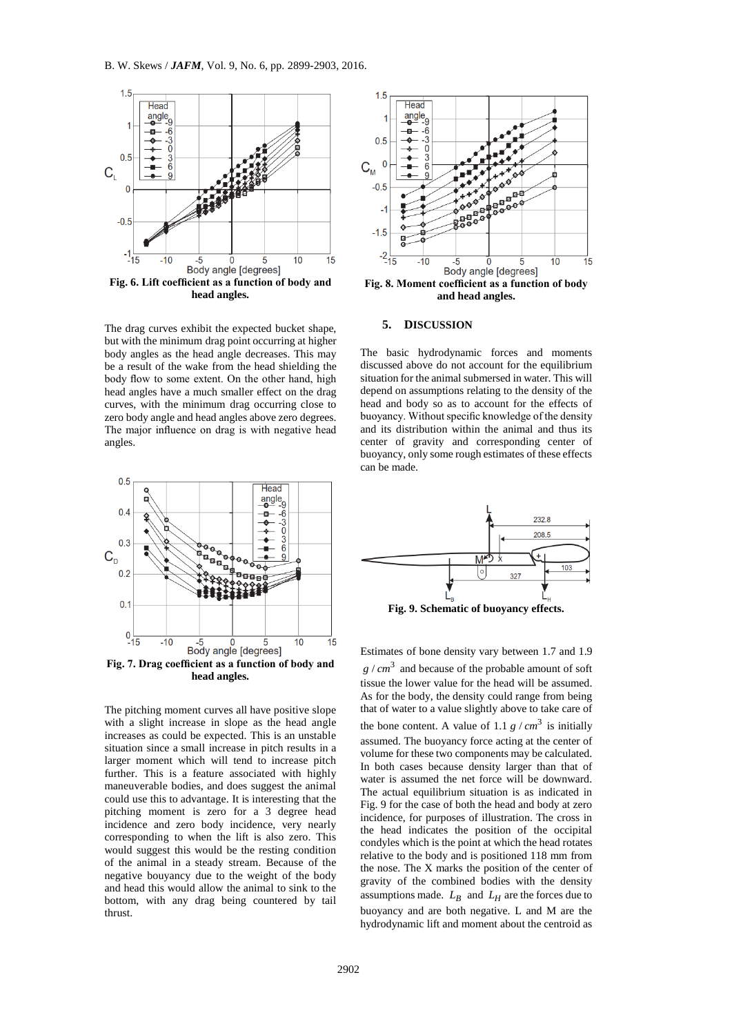Fig. 6. Lift coefficient as a function of body and head angles.

The drag curves exhibit the expected bucket shape, but with the minimum drag point occurring at higher body angles as the head angle decreases. This may be a result of the wake from the head shielding the body flow to some extent. On the other hand, high head angles have a much smaller effect on the drag curves, with the minimum drag occurring close to zero body angle and head angles above zero degrees. The major influence on drag is with negative head angles.

Fig. 7. Drag coefficient as a function of body and head angles.

The pitching moment curves all have positive slope with a slight increase in slope as the head angle increases as could be expected. This is an unstable situation since a small increase in pitch results in a larger moment which will tend to increase pitch further. This is a feature associated with highly maneuverable bodies, and does suggest the animal could use this to advantage. It is interesting that the pitching moment is zero for a 3 degree head incidence and zero body incidence, very nearly corresponding to when the lift is also zero. This would suggest this would be the resting condition of the animal in a steady stream. Because of the negative bouyancy due to the weight of the body and head this would allow the animal to sink to the bottom, with any drag being countered by tail thrust.

Fig. 8. Moment coefficient as a function of body and head angles.

## 5. DISCUSSION

The basic hydrodynamic forces and moments discussed above do not account for the equilibrium situation for the animal submersed in water. This will depend on assumptions relating to the density of the head and body so as to account for the effects of buoyancy. Without specific knowledge of the density and its distribution within the animal and thus its center of gravity and corresponding center of buoyancy, only some rough estimates of these effects can be made.

Fig. 9. Schematic of buoyancy effects.

Estimates of bone density vary between 1.7 and 1.9 $g/cm^3$ and because of the probable amount of soft tissue the lower value for the head will be assumed. As for the body, the density could range from being that of water to a value slightly above to take care of the bone content. A value of 1.1 $g/cm^3$ is initially assumed. The buoyancy force acting at the center of volume for these two components may be calculated. In both cases because density larger than that of water is assumed the net force will be downward. The actual equilibrium situation is as indicated in Fig. 9 for the case of both the head and body at zero incidence, for purposes of illustration. The cross in the head indicates the position of the occipital condyles which is the point at which the head rotates relative to the body and is positioned 118 mm from the nose. The X marks the position of the center of gravity of the combined bodies with the density assumptions made. $L_B$ and $L_H$ are the forces due to buoyancy and are both negative. L and M are the hydrodynamic lift and moment about the centroid as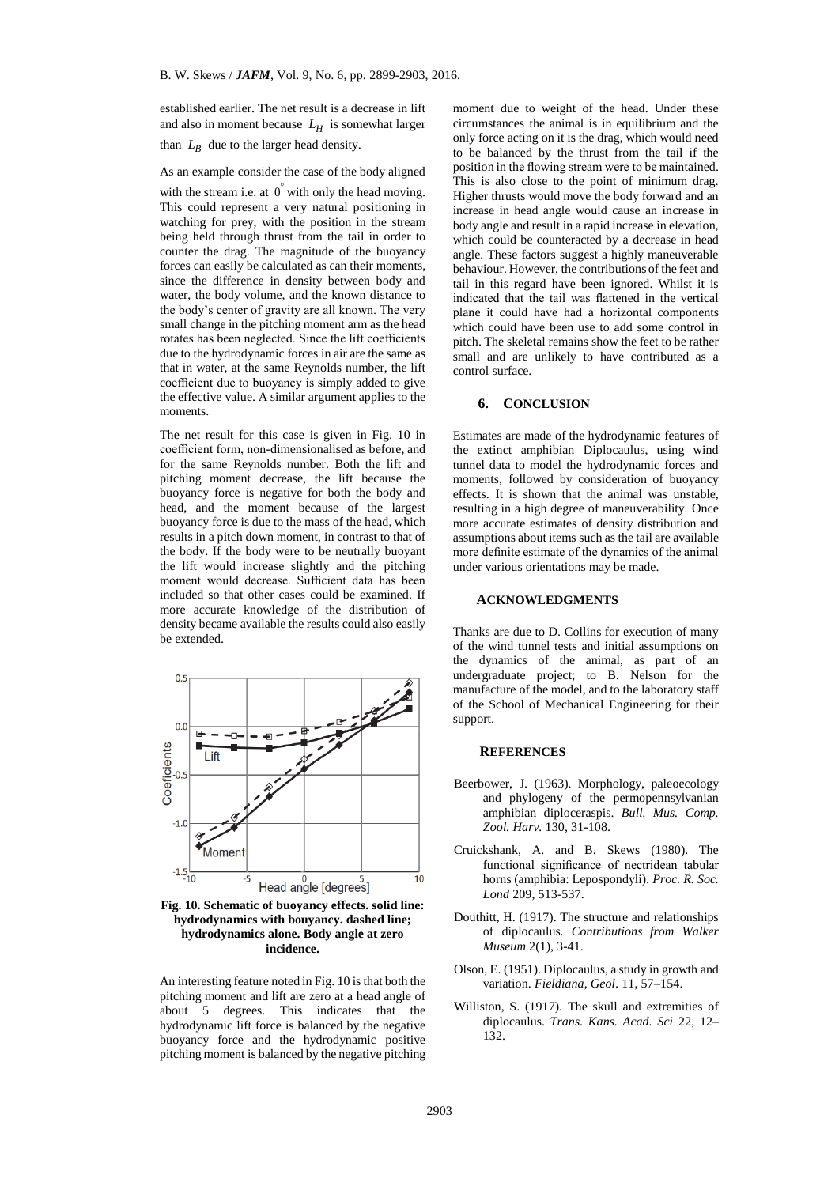established earlier. The net result is a decrease in lift and also in moment because $L_H$ is somewhat larger than $L_B$ due to the larger head density.

As an example consider the case of the body aligned with the stream i.e. at $0^\circ$ with only the head moving. This could represent a very natural positioning in watching for prey, with the position in the stream being held through thrust from the tail in order to counter the drag. The magnitude of the buoyancy forces can easily be calculated as can their moments, since the difference in density between body and water, the body volume, and the known distance to the body's center of gravity are all known. The very small change in the pitching moment arm as the head rotates has been neglected. Since the lift coefficients due to the hydrodynamic forces in air are the same as that in water, at the same Reynolds number, the lift coefficient due to buoyancy is simply added to give the effective value. A similar argument applies to the moments.

The net result for this case is given in Fig. 10 in coefficient form, non-dimensionalised as before, and for the same Reynolds number. Both the lift and pitching moment decrease, the lift because the buoyancy force is negative for both the body and head, and the moment because of the largest buoyancy force is due to the mass of the head, which results in a pitch down moment, in contrast to that of the body. If the body were to be neutrally buoyant the lift would increase slightly and the pitching moment would decrease. Sufficient data has been included so that other cases could be examined. If more accurate knowledge of the distribution of density became available the results could also easily be extended.

0.5
0.0
-0.5
-1.0
-1.5
Coeficients
Lift
Moment
-10
-5
0
5
10
Head angle [degrees]

**Fig. 10. Schematic of buoyancy effects. solid line: hydrodynamics with bouyancy. dashed line; hydrodynamics alone. Body angle at zero incidence.**

An interesting feature noted in Fig. 10 is that both the pitching moment and lift are zero at a head angle of about 5 degrees. This indicates that the hydrodynamic lift force is balanced by the negative buoyancy force and the hydrodynamic positive pitching moment is balanced by the negative pitching moment due to weight of the head. Under these circumstances the animal is in equilibrium and the only force acting on it is the drag, which would need to be balanced by the thrust from the tail if the position in the flowing stream were to be maintained. This is also close to the point of minimum drag. Higher thrusts would move the body forward and an increase in head angle would cause an increase in body angle and result in a rapid increase in elevation, which could be counteracted by a decrease in head angle. These factors suggest a highly maneuverable behaviour. However, the contributions of the feet and tail in this regard have been ignored. Whilst it is indicated that the tail was flattened in the vertical plane it could have had a horizontal components which could have been use to add some control in pitch. The skeletal remains show the feet to be rather small and are unlikely to have contributed as a control surface.

## 6. CONCLUSION

Estimates are made of the hydrodynamic features of the extinct amphibian Diplocaulus, using wind tunnel data to model the hydrodynamic forces and moments, followed by consideration of buoyancy effects. It is shown that the animal was unstable, resulting in a high degree of maneuverability. Once more accurate estimates of density distribution and assumptions about items such as the tail are available more definite estimate of the dynamics of the animal under various orientations may be made.

## ACKNOWLEDGMENTS

Thanks are due to D. Collins for execution of many of the wind tunnel tests and initial assumptions on the dynamics of the animal, as part of an undergraduate project; to B. Nelson for the manufacture of the model, and to the laboratory staff of the School of Mechanical Engineering for their support.

## REFERENCES

Beerbower, J. (1963). Morphology, paleoecology and phylogeny of the permopennsylvanian amphibian diploceraspis. *Bull. Mus. Comp. Zool. Harv.* 130, 31-108.

Cruickshank, A. and B. Skews (1980). The functional significance of nectridean tabular horns (amphibia: Lepospondyli). *Proc. R. Soc. Lond* 209, 513-537.

Douthitt, H. (1917). The structure and relationships of diplocaulus. *Contributions from Walker Museum* 2(1), 3-41.

Olson, E. (1951). Diplocaulus, a study in growth and variation. *Fieldiana, Geol*. 11, 57–154.

Williston, S. (1917). The skull and extremities of diplocaulus. *Trans. Kans. Acad. Sci* 22, 12–132.